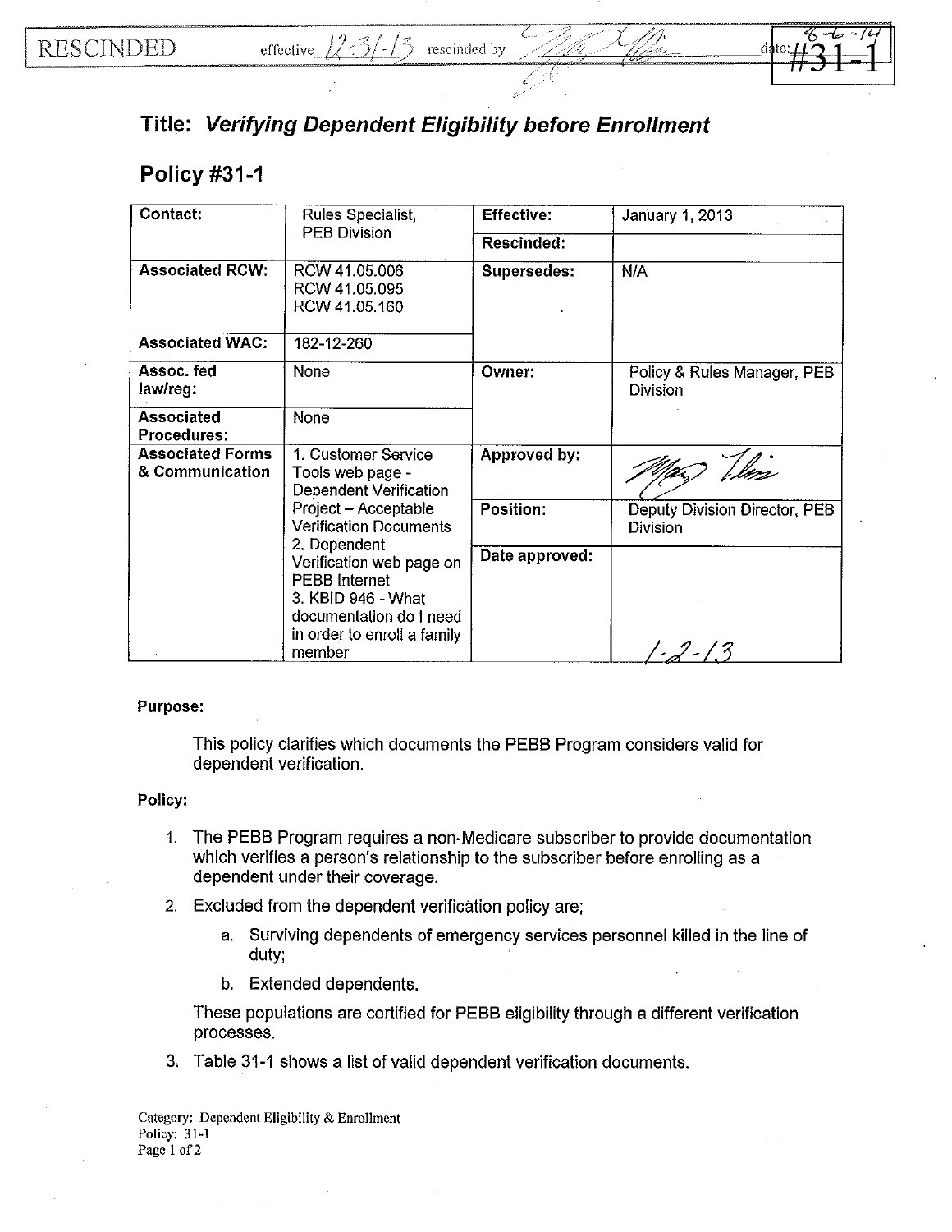RESCINDED effective 12-31-13 rescinded by [signature] date: 8-6-14 #31-1

# Title: *Verifying Dependent Eligibility before Enrollment*

## Policy #31-1

| **Contact:** | Rules Specialist, PEB Division | **Effective:** | January 1, 2013 |
|---|---|---|---|
| | | **Rescinded:** | |
| **Associated RCW:** | RCW 41.05.006<br>RCW 41.05.095<br>RCW 41.05.160 | **Supersedes:** | N/A |
| **Associated WAC:** | 182-12-260 | | |
| **Assoc. fed law/reg:** | None | **Owner:** | Policy & Rules Manager, PEB Division |
| **Associated Procedures:** | None | | |
| **Associated Forms & Communication** | 1. Customer Service Tools web page - Dependent Verification Project – Acceptable Verification Documents<br>2. Dependent Verification web page on PEBB Internet<br>3. KBID 946 - What documentation do I need in order to enroll a family member | **Approved by:** | [signature] |
| | | **Position:** | Deputy Division Director, PEB Division |
| | | **Date approved:** | 1-2-13 |

**Purpose:**

This policy clarifies which documents the PEBB Program considers valid for dependent verification.

**Policy:**

1. The PEBB Program requires a non-Medicare subscriber to provide documentation which verifies a person's relationship to the subscriber before enrolling as a dependent under their coverage.
2. Excluded from the dependent verification policy are;
   a. Surviving dependents of emergency services personnel killed in the line of duty;
   b. Extended dependents.

   These populations are certified for PEBB eligibility through a different verification processes.
3. Table 31-1 shows a list of valid dependent verification documents.

Category: Dependent Eligibility & Enrollment
Policy: 31-1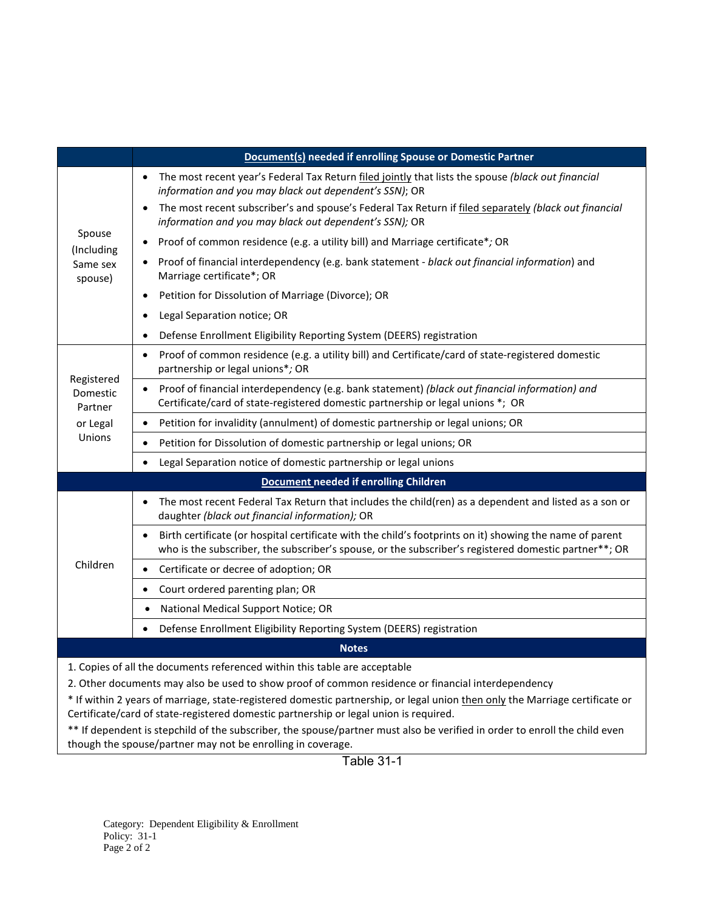| | Document(s) needed if enrolling Spouse or Domestic Partner |
|---|---|
| Spouse (Including Same sex spouse) | • The most recent year's Federal Tax Return filed jointly that lists the spouse *(black out financial information and you may black out dependent's SSN)*; OR<br>• The most recent subscriber's and spouse's Federal Tax Return if filed separately *(black out financial information and you may black out dependent's SSN);* OR<br>• Proof of common residence (e.g. a utility bill) and Marriage certificate**;* OR<br>• Proof of financial interdependency (e.g. bank statement - *black out financial information*) and Marriage certificate*; OR<br>• Petition for Dissolution of Marriage (Divorce); OR<br>• Legal Separation notice; OR<br>• Defense Enrollment Eligibility Reporting System (DEERS) registration |
| Registered Domestic Partner or Legal Unions | • Proof of common residence (e.g. a utility bill) and Certificate/card of state-registered domestic partnership or legal unions**;* OR |
| | • Proof of financial interdependency (e.g. bank statement) *(black out financial information) and* Certificate/card of state-registered domestic partnership or legal unions *; OR |
| | • Petition for invalidity (annulment) of domestic partnership or legal unions; OR |
| | • Petition for Dissolution of domestic partnership or legal unions; OR |
| | • Legal Separation notice of domestic partnership or legal unions |
| | **Document needed if enrolling Children** |
| Children | • The most recent Federal Tax Return that includes the child(ren) as a dependent and listed as a son or daughter *(black out financial information);* OR |
| | • Birth certificate (or hospital certificate with the child's footprints on it) showing the name of parent who is the subscriber, the subscriber's spouse, or the subscriber's registered domestic partner**; OR |
| | • Certificate or decree of adoption; OR |
| | • Court ordered parenting plan; OR |
| | • National Medical Support Notice; OR |
| | • Defense Enrollment Eligibility Reporting System (DEERS) registration |

**Notes**

1. Copies of all the documents referenced within this table are acceptable
2. Other documents may also be used to show proof of common residence or financial interdependency

\* If within 2 years of marriage, state-registered domestic partnership, or legal union then only the Marriage certificate or Certificate/card of state-registered domestic partnership or legal union is required.

\*\* If dependent is stepchild of the subscriber, the spouse/partner must also be verified in order to enroll the child even though the spouse/partner may not be enrolling in coverage.

Table 31-1

Category: Dependent Eligibility & Enrollment
Policy: 31-1